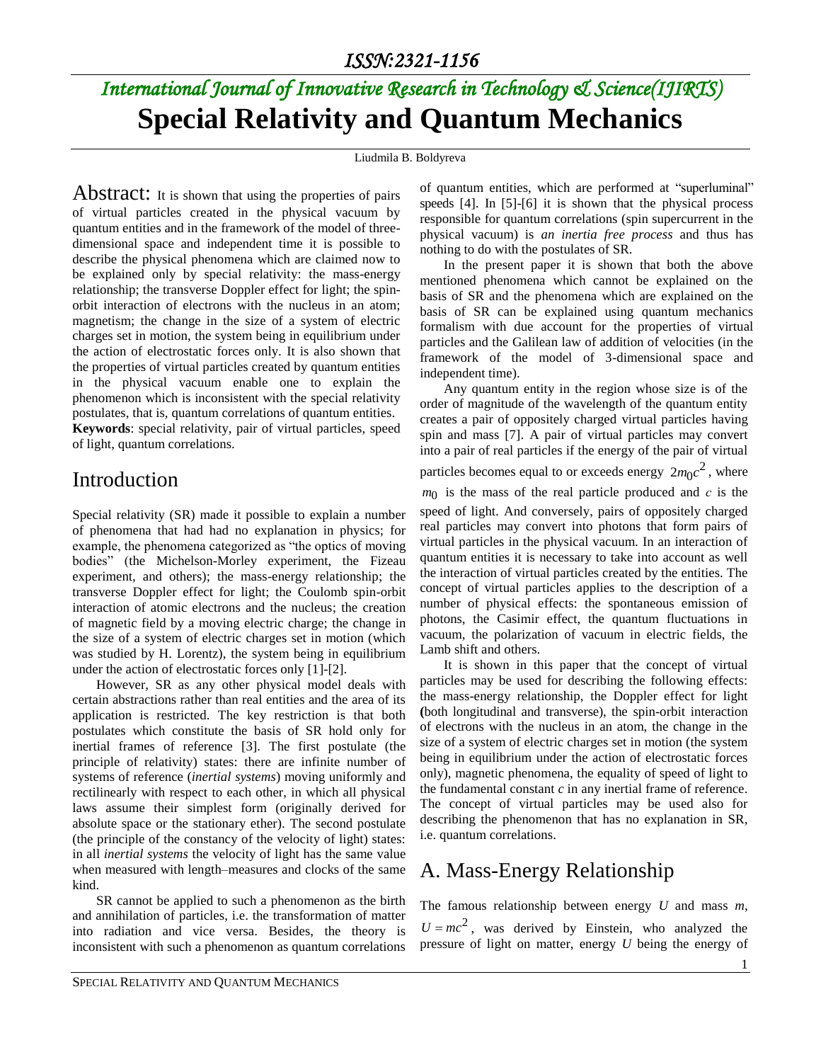# International Journal of Innovative Research in Technology & Science(IJIRTS)

# Special Relativity and Quantum Mechanics

Liudmila B. Boldyreva

**Abstract:** It is shown that using the properties of pairs of virtual particles created in the physical vacuum by quantum entities and in the framework of the model of three-dimensional space and independent time it is possible to describe the physical phenomena which are claimed now to be explained only by special relativity: the mass-energy relationship; the transverse Doppler effect for light; the spin-orbit interaction of electrons with the nucleus in an atom; magnetism; the change in the size of a system of electric charges set in motion, the system being in equilibrium under the action of electrostatic forces only. It is also shown that the properties of virtual particles created by quantum entities in the physical vacuum enable one to explain the phenomenon which is inconsistent with the special relativity postulates, that is, quantum correlations of quantum entities.

**Keywords**: special relativity, pair of virtual particles, speed of light, quantum correlations.

## Introduction

Special relativity (SR) made it possible to explain a number of phenomena that had had no explanation in physics; for example, the phenomena categorized as "the optics of moving bodies" (the Michelson-Morley experiment, the Fizeau experiment, and others); the mass-energy relationship; the transverse Doppler effect for light; the Coulomb spin-orbit interaction of atomic electrons and the nucleus; the creation of magnetic field by a moving electric charge; the change in the size of a system of electric charges set in motion (which was studied by H. Lorentz), the system being in equilibrium under the action of electrostatic forces only [1]-[2].

However, SR as any other physical model deals with certain abstractions rather than real entities and the area of its application is restricted. The key restriction is that both postulates which constitute the basis of SR hold only for inertial frames of reference [3]. The first postulate (the principle of relativity) states: there are infinite number of systems of reference (*inertial systems*) moving uniformly and rectilinearly with respect to each other, in which all physical laws assume their simplest form (originally derived for absolute space or the stationary ether). The second postulate (the principle of the constancy of the velocity of light) states: in all *inertial systems* the velocity of light has the same value when measured with length–measures and clocks of the same kind.

SR cannot be applied to such a phenomenon as the birth and annihilation of particles, i.e. the transformation of matter into radiation and vice versa. Besides, the theory is inconsistent with such a phenomenon as quantum correlations of quantum entities, which are performed at "superluminal" speeds [4]. In [5]-[6] it is shown that the physical process responsible for quantum correlations (spin supercurrent in the physical vacuum) is *an inertia free process* and thus has nothing to do with the postulates of SR.

In the present paper it is shown that both the above mentioned phenomena which cannot be explained on the basis of SR and the phenomena which are explained on the basis of SR can be explained using quantum mechanics formalism with due account for the properties of virtual particles and the Galilean law of addition of velocities (in the framework of the model of 3-dimensional space and independent time).

Any quantum entity in the region whose size is of the order of magnitude of the wavelength of the quantum entity creates a pair of oppositely charged virtual particles having spin and mass [7]. A pair of virtual particles may convert into a pair of real particles if the energy of the pair of virtual particles becomes equal to or exceeds energy $2m_0c^2$, where $m_0$ is the mass of the real particle produced and $c$ is the speed of light. And conversely, pairs of oppositely charged real particles may convert into photons that form pairs of virtual particles in the physical vacuum. In an interaction of quantum entities it is necessary to take into account as well the interaction of virtual particles created by the entities. The concept of virtual particles applies to the description of a number of physical effects: the spontaneous emission of photons, the Casimir effect, the quantum fluctuations in vacuum, the polarization of vacuum in electric fields, the Lamb shift and others.

It is shown in this paper that the concept of virtual particles may be used for describing the following effects: the mass-energy relationship, the Doppler effect for light (both longitudinal and transverse), the spin-orbit interaction of electrons with the nucleus in an atom, the change in the size of a system of electric charges set in motion (the system being in equilibrium under the action of electrostatic forces only), magnetic phenomena, the equality of speed of light to the fundamental constant $c$ in any inertial frame of reference. The concept of virtual particles may be used also for describing the phenomenon that has no explanation in SR, i.e. quantum correlations.

## A. Mass-Energy Relationship

The famous relationship between energy $U$ and mass $m$, $U = mc^2$, was derived by Einstein, who analyzed the pressure of light on matter, energy $U$ being the energy of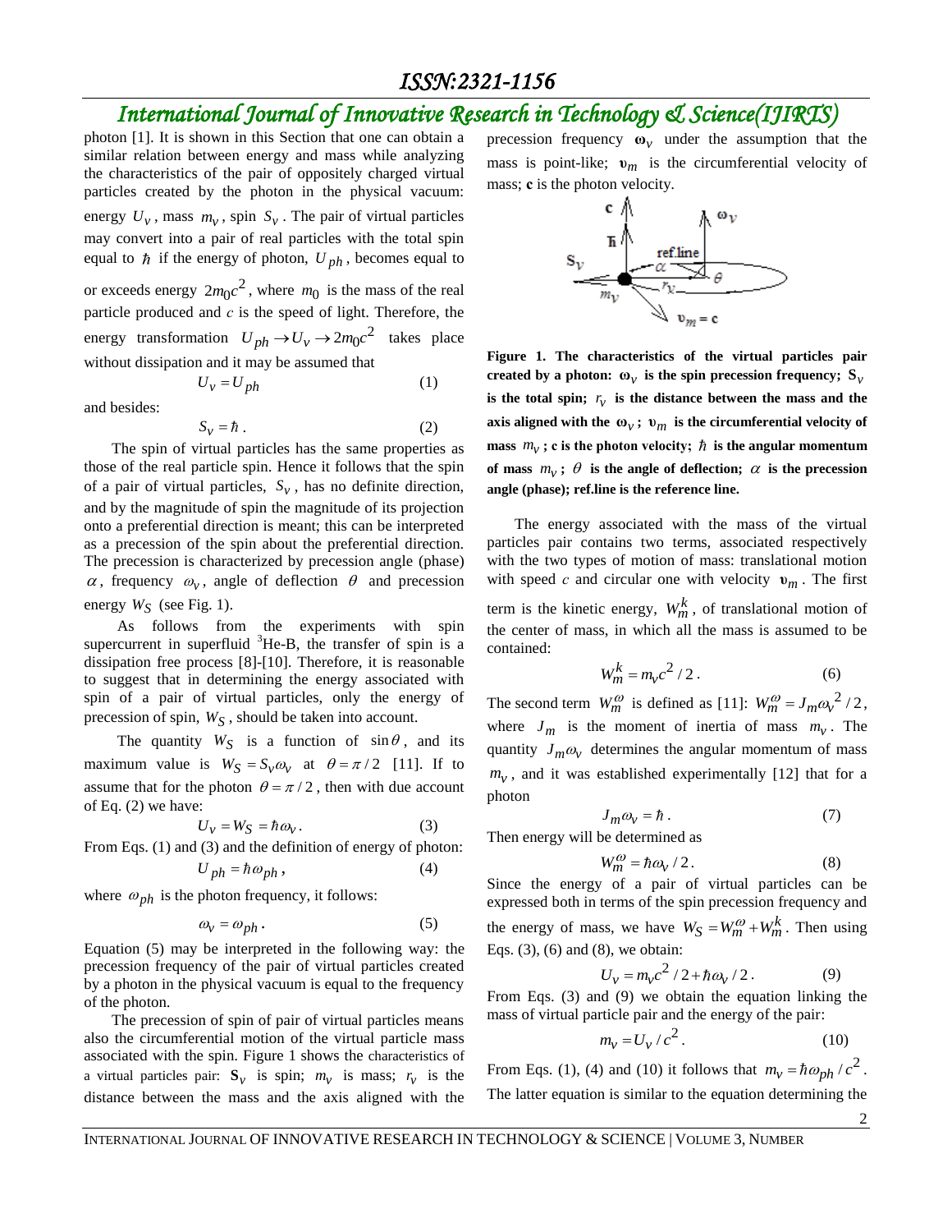photon [1]. It is shown in this Section that one can obtain a similar relation between energy and mass while analyzing the characteristics of the pair of oppositely charged virtual particles created by the photon in the physical vacuum: energy $U_v$, mass $m_v$, spin $S_v$. The pair of virtual particles may convert into a pair of real particles with the total spin equal to $\hbar$ if the energy of photon, $U_{ph}$, becomes equal to or exceeds energy $2m_0c^2$, where $m_0$ is the mass of the real particle produced and $c$ is the speed of light. Therefore, the energy transformation $U_{ph} \to U_v \to 2m_0c^2$ takes place without dissipation and it may be assumed that

$$U_v = U_{ph} \tag{1}$$

and besides:

$$S_v = \hbar\,. \tag{2}$$

The spin of virtual particles has the same properties as those of the real particle spin. Hence it follows that the spin of a pair of virtual particles, $S_v$, has no definite direction, and by the magnitude of spin the magnitude of its projection onto a preferential direction is meant; this can be interpreted as a precession of the spin about the preferential direction. The precession is characterized by precession angle (phase) $\alpha$, frequency $\omega_v$, angle of deflection $\theta$ and precession energy $W_S$ (see Fig. 1).

As follows from the experiments with spin supercurrent in superfluid $^3$He-B, the transfer of spin is a dissipation free process [8]-[10]. Therefore, it is reasonable to suggest that in determining the energy associated with spin of a pair of virtual particles, only the energy of precession of spin, $W_S$, should be taken into account.

The quantity $W_S$ is a function of $\sin\theta$, and its maximum value is $W_S = S_v\omega_v$ at $\theta = \pi/2$ [11]. If to assume that for the photon $\theta = \pi/2$, then with due account of Eq. (2) we have:

$$U_v = W_S = \hbar\omega_v\,. \tag{3}$$

From Eqs. (1) and (3) and the definition of energy of photon:

$$U_{ph} = \hbar\omega_{ph}\,, \tag{4}$$

where $\omega_{ph}$ is the photon frequency, it follows:

$$\omega_v = \omega_{ph}\,. \tag{5}$$

Equation (5) may be interpreted in the following way: the precession frequency of the pair of virtual particles created by a photon in the physical vacuum is equal to the frequency of the photon.

The precession of spin of pair of virtual particles means also the circumferential motion of the virtual particle mass associated with the spin. Figure 1 shows the characteristics of a virtual particles pair: $\mathbf{S}_v$ is spin; $m_v$ is mass; $r_v$ is the distance between the mass and the axis aligned with the precession frequency $\boldsymbol{\omega}_v$ under the assumption that the mass is point-like; $\mathbf{v}_m$ is the circumferential velocity of mass; $\mathbf{c}$ is the photon velocity.

**Figure 1. The characteristics of the virtual particles pair created by a photon: $\boldsymbol{\omega}_v$ is the spin precession frequency; $\mathbf{S}_v$ is the total spin; $r_v$ is the distance between the mass and the axis aligned with the $\boldsymbol{\omega}_v$; $\mathbf{v}_m$ is the circumferential velocity of mass $m_v$; c is the photon velocity; $\hbar$ is the angular momentum of mass $m_v$; $\theta$ is the angle of deflection; $\alpha$ is the precession angle (phase); ref.line is the reference line.**

The energy associated with the mass of the virtual particles pair contains two terms, associated respectively with the two types of motion of mass: translational motion with speed $c$ and circular one with velocity $\mathbf{v}_m$. The first term is the kinetic energy, $W_m^k$, of translational motion of the center of mass, in which all the mass is assumed to be contained:

$$W_m^k = m_v c^2/2\,. \tag{6}$$

The second term $W_m^{\omega}$ is defined as [11]: $W_m^{\omega} = J_m\omega_v^2/2$, where $J_m$ is the moment of inertia of mass $m_v$. The quantity $J_m\omega_v$ determines the angular momentum of mass $m_v$, and it was established experimentally [12] that for a photon

$$J_m\omega_v = \hbar\,. \tag{7}$$

Then energy will be determined as

$$W_m^{\omega} = \hbar\omega_v/2\,. \tag{8}$$

Since the energy of a pair of virtual particles can be expressed both in terms of the spin precession frequency and the energy of mass, we have $W_S = W_m^{\omega} + W_m^k$. Then using Eqs. (3), (6) and (8), we obtain:

$$U_v = m_v c^2/2 + \hbar\omega_v/2\,. \tag{9}$$

From Eqs. (3) and (9) we obtain the equation linking the mass of virtual particle pair and the energy of the pair:

$$m_v = U_v/c^2\,. \tag{10}$$

From Eqs. (1), (4) and (10) it follows that $m_v = \hbar\omega_{ph}/c^2$. The latter equation is similar to the equation determining the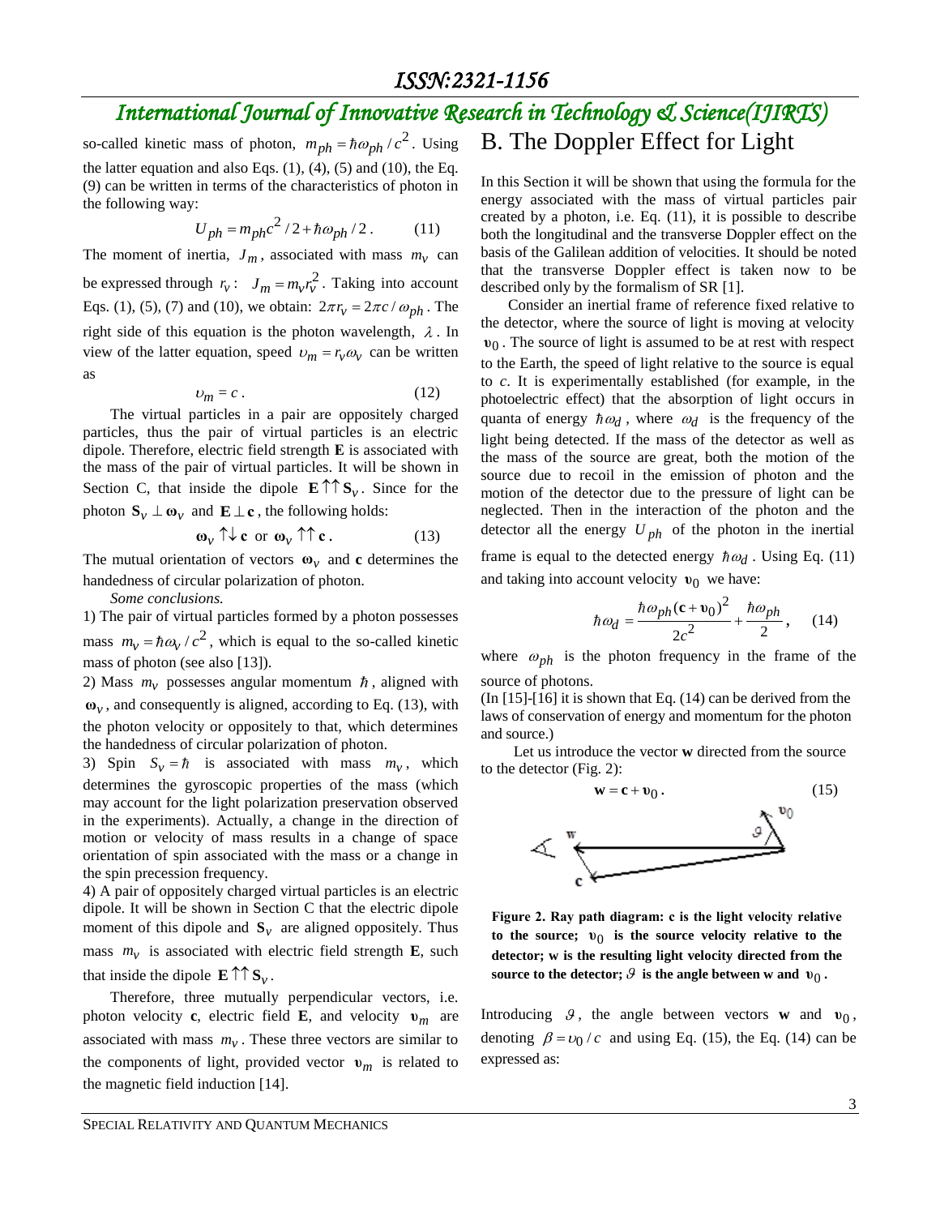so-called kinetic mass of photon, $m_{ph} = \hbar\omega_{ph} / c^2$. Using the latter equation and also Eqs. (1), (4), (5) and (10), the Eq. (9) can be written in terms of the characteristics of photon in the following way:

$$U_{ph} = m_{ph}c^2 / 2 + \hbar\omega_{ph} / 2 . \qquad (11)$$

The moment of inertia, $J_m$, associated with mass $m_v$ can be expressed through $r_v$: $J_m = m_v r_v^2$. Taking into account Eqs. (1), (5), (7) and (10), we obtain: $2\pi r_v = 2\pi c / \omega_{ph}$. The right side of this equation is the photon wavelength, $\lambda$. In view of the latter equation, speed $\upsilon_m = r_v \omega_v$ can be written as

$$\upsilon_m = c . \qquad (12)$$

The virtual particles in a pair are oppositely charged particles, thus the pair of virtual particles is an electric dipole. Therefore, electric field strength **E** is associated with the mass of the pair of virtual particles. It will be shown in Section C, that inside the dipole $\mathbf{E} \uparrow\uparrow \mathbf{S}_v$. Since for the photon $\mathbf{S}_v \perp \boldsymbol{\omega}_v$ and $\mathbf{E} \perp \mathbf{c}$, the following holds:

$$\boldsymbol{\omega}_v \uparrow\downarrow \mathbf{c} \text{ or } \boldsymbol{\omega}_v \uparrow\uparrow \mathbf{c} . \qquad (13)$$

The mutual orientation of vectors $\boldsymbol{\omega}_v$ and **c** determines the handedness of circular polarization of photon.

*Some conclusions.*

1) The pair of virtual particles formed by a photon possesses mass $m_v = \hbar\omega_v / c^2$, which is equal to the so-called kinetic mass of photon (see also [13]).

2) Mass $m_v$ possesses angular momentum $\hbar$, aligned with $\boldsymbol{\omega}_v$, and consequently is aligned, according to Eq. (13), with the photon velocity or oppositely to that, which determines the handedness of circular polarization of photon.

3) Spin $S_v = \hbar$ is associated with mass $m_v$, which determines the gyroscopic properties of the mass (which may account for the light polarization preservation observed in the experiments). Actually, a change in the direction of motion or velocity of mass results in a change of space orientation of spin associated with the mass or a change in the spin precession frequency.

4) A pair of oppositely charged virtual particles is an electric dipole. It will be shown in Section C that the electric dipole moment of this dipole and $\mathbf{S}_v$ are aligned oppositely. Thus mass $m_v$ is associated with electric field strength **E**, such that inside the dipole $\mathbf{E} \uparrow\uparrow \mathbf{S}_v$.

Therefore, three mutually perpendicular vectors, i.e. photon velocity **c**, electric field **E**, and velocity $\mathbf{v}_m$ are associated with mass $m_v$. These three vectors are similar to the components of light, provided vector $\mathbf{v}_m$ is related to the magnetic field induction [14].

## B. The Doppler Effect for Light

In this Section it will be shown that using the formula for the energy associated with the mass of virtual particles pair created by a photon, i.e. Eq. (11), it is possible to describe both the longitudinal and the transverse Doppler effect on the basis of the Galilean addition of velocities. It should be noted that the transverse Doppler effect is taken now to be described only by the formalism of SR [1].

Consider an inertial frame of reference fixed relative to the detector, where the source of light is moving at velocity $\mathbf{v}_0$. The source of light is assumed to be at rest with respect to the Earth, the speed of light relative to the source is equal to *c*. It is experimentally established (for example, in the photoelectric effect) that the absorption of light occurs in quanta of energy $\hbar\omega_d$, where $\omega_d$ is the frequency of the light being detected. If the mass of the detector as well as the mass of the source are great, both the motion of the source due to recoil in the emission of photon and the motion of the detector due to the pressure of light can be neglected. Then in the interaction of the photon and the detector all the energy $U_{ph}$ of the photon in the inertial frame is equal to the detected energy $\hbar\omega_d$. Using Eq. (11) and taking into account velocity $\mathbf{v}_0$ we have:

$$\hbar\omega_d = \frac{\hbar\omega_{ph}(\mathbf{c} + \mathbf{v}_0)^2}{2c^2} + \frac{\hbar\omega_{ph}}{2}, \qquad (14)$$

where $\omega_{ph}$ is the photon frequency in the frame of the source of photons.

(In [15]-[16] it is shown that Eq. (14) can be derived from the laws of conservation of energy and momentum for the photon and source.)

Let us introduce the vector **w** directed from the source to the detector (Fig. 2):

$$\mathbf{w} = \mathbf{c} + \mathbf{v}_0 . \qquad (15)$$

**Figure 2. Ray path diagram: c is the light velocity relative to the source; $\mathbf{v}_0$ is the source velocity relative to the detector; w is the resulting light velocity directed from the source to the detector; $\vartheta$ is the angle between w and $\mathbf{v}_0$.**

Introducing $\vartheta$, the angle between vectors **w** and $\mathbf{v}_0$, denoting $\beta = \upsilon_0 / c$ and using Eq. (15), the Eq. (14) can be expressed as: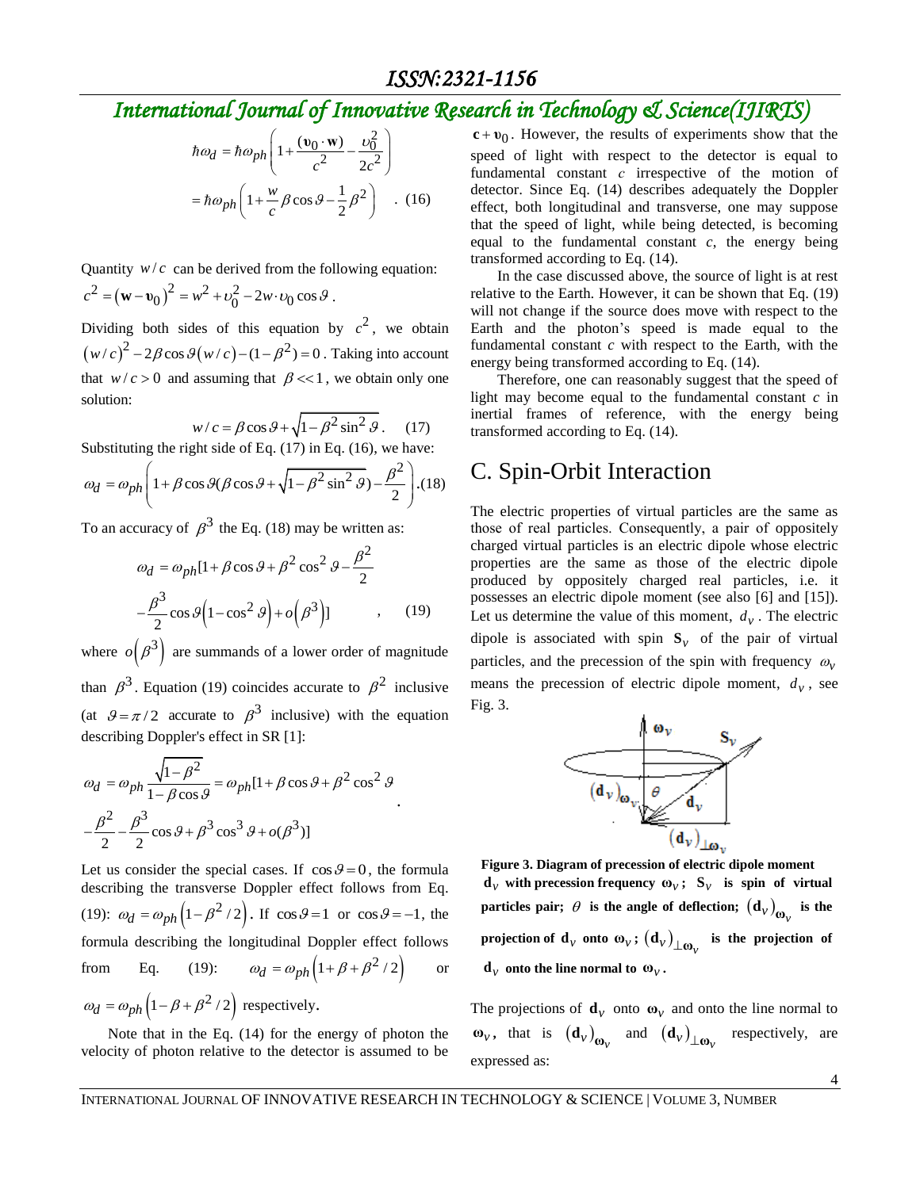$$\hbar\omega_d = \hbar\omega_{ph}\left(1+\frac{(\mathbf{v}_0\cdot\mathbf{w})}{c^2}-\frac{\upsilon_0^2}{2c^2}\right)$$
$$=\hbar\omega_{ph}\left(1+\frac{w}{c}\beta\cos\vartheta-\frac{1}{2}\beta^2\right) \quad . (16)$$

Quantity $w/c$ can be derived from the following equation: $c^2=(\mathbf{w}-\mathbf{v}_0)^2 = w^2+\upsilon_0^2-2w\cdot\upsilon_0\cos\vartheta$.

Dividing both sides of this equation by $c^2$, we obtain $(w/c)^2-2\beta\cos\vartheta(w/c)-(1-\beta^2)=0$. Taking into account that $w/c>0$ and assuming that $\beta<<1$, we obtain only one solution:

$$w/c=\beta\cos\vartheta+\sqrt{1-\beta^2\sin^2\vartheta}. \quad (17)$$

Substituting the right side of Eq. (17) in Eq. (16), we have:

$$\omega_d=\omega_{ph}\left(1+\beta\cos\vartheta(\beta\cos\vartheta+\sqrt{1-\beta^2\sin^2\vartheta})-\frac{\beta^2}{2}\right). (18)$$

To an accuracy of $\beta^3$ the Eq. (18) may be written as:

$$\omega_d=\omega_{ph}[1+\beta\cos\vartheta+\beta^2\cos^2\vartheta-\frac{\beta^2}{2}$$
$$-\frac{\beta^3}{2}\cos\vartheta\left(1-\cos^2\vartheta\right)+o\left(\beta^3\right)] \quad , \quad (19)$$

where $o\left(\beta^3\right)$ are summands of a lower order of magnitude than $\beta^3$. Equation (19) coincides accurate to $\beta^2$ inclusive (at $\vartheta=\pi/2$ accurate to $\beta^3$ inclusive) with the equation describing Doppler's effect in SR [1]:

$$\omega_d=\omega_{ph}\frac{\sqrt{1-\beta^2}}{1-\beta\cos\vartheta}=\omega_{ph}[1+\beta\cos\vartheta+\beta^2\cos^2\vartheta$$
$$-\frac{\beta^2}{2}-\frac{\beta^3}{2}\cos\vartheta+\beta^3\cos^3\vartheta+o(\beta^3)] \quad .$$

Let us consider the special cases. If $\cos\vartheta=0$, the formula describing the transverse Doppler effect follows from Eq. (19): $\omega_d=\omega_{ph}\left(1-\beta^2/2\right)$. If $\cos\vartheta=1$ or $\cos\vartheta=-1$, the formula describing the longitudinal Doppler effect follows from Eq. (19): $\omega_d=\omega_{ph}\left(1+\beta+\beta^2/2\right)$ or $\omega_d=\omega_{ph}\left(1-\beta+\beta^2/2\right)$ respectively.

Note that in the Eq. (14) for the energy of photon the velocity of photon relative to the detector is assumed to be $\mathbf{c}+\mathbf{v}_0$. However, the results of experiments show that the speed of light with respect to the detector is equal to fundamental constant $c$ irrespective of the motion of detector. Since Eq. (14) describes adequately the Doppler effect, both longitudinal and transverse, one may suppose that the speed of light, while being detected, is becoming equal to the fundamental constant $c$, the energy being transformed according to Eq. (14).

In the case discussed above, the source of light is at rest relative to the Earth. However, it can be shown that Eq. (19) will not change if the source does move with respect to the Earth and the photon's speed is made equal to the fundamental constant $c$ with respect to the Earth, with the energy being transformed according to Eq. (14).

Therefore, one can reasonably suggest that the speed of light may become equal to the fundamental constant $c$ in inertial frames of reference, with the energy being transformed according to Eq. (14).

## C. Spin-Orbit Interaction

The electric properties of virtual particles are the same as those of real particles. Consequently, a pair of oppositely charged virtual particles is an electric dipole whose electric properties are the same as those of the electric dipole produced by oppositely charged real particles, i.e. it possesses an electric dipole moment (see also [6] and [15]). Let us determine the value of this moment, $d_v$. The electric dipole is associated with spin $\mathbf{S}_v$ of the pair of virtual particles, and the precession of the spin with frequency $\omega_v$ means the precession of electric dipole moment, $d_v$, see Fig. 3.

**Figure 3. Diagram of precession of electric dipole moment $\mathbf{d}_v$ with precession frequency $\boldsymbol{\omega}_v$; $\mathbf{S}_v$ is spin of virtual particles pair; $\theta$ is the angle of deflection; $(\mathbf{d}_v)_{\boldsymbol{\omega}_v}$ is the projection of $\mathbf{d}_v$ onto $\boldsymbol{\omega}_v$; $(\mathbf{d}_v)_{\perp\boldsymbol{\omega}_v}$ is the projection of $\mathbf{d}_v$ onto the line normal to $\boldsymbol{\omega}_v$.**

The projections of $\mathbf{d}_v$ onto $\boldsymbol{\omega}_v$ and onto the line normal to $\boldsymbol{\omega}_v$, that is $(\mathbf{d}_v)_{\boldsymbol{\omega}_v}$ and $(\mathbf{d}_v)_{\perp\boldsymbol{\omega}_v}$ respectively, are expressed as: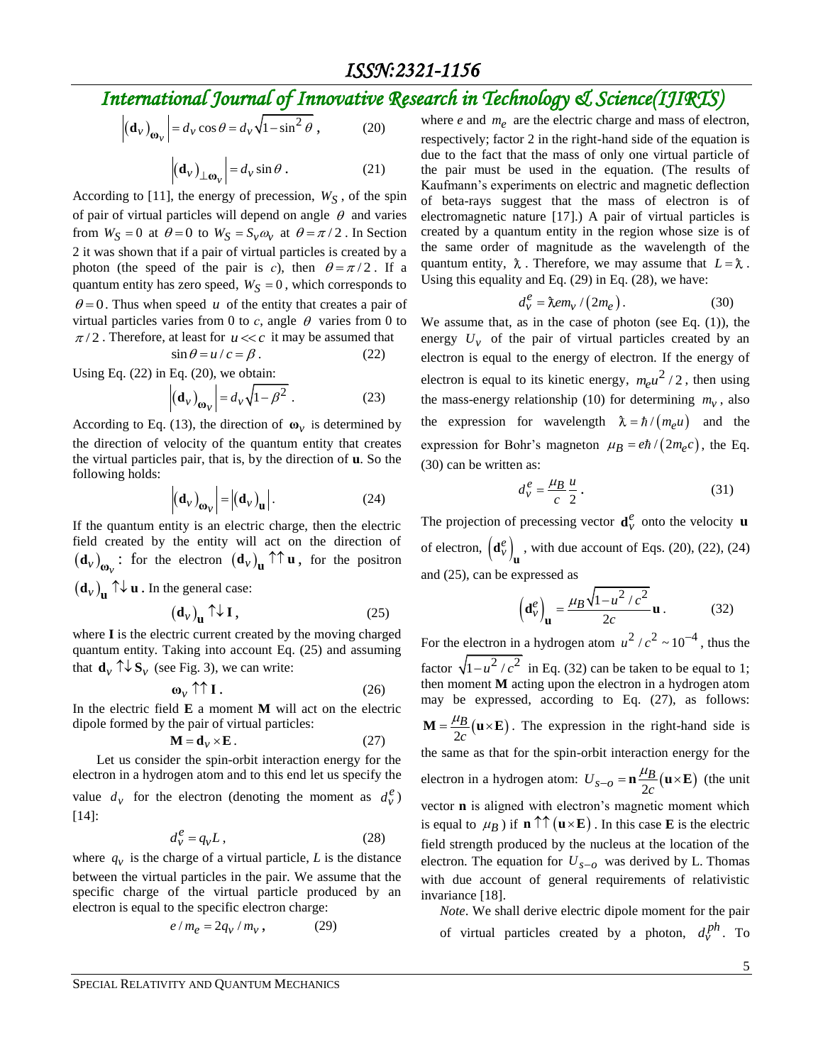$$\left|(\mathbf{d}_v)_{\boldsymbol{\omega}_v}\right| = d_v \cos\theta = d_v\sqrt{1-\sin^2\theta}\,, \qquad (20)$$

$$\left|(\mathbf{d}_v)_{\perp\boldsymbol{\omega}_v}\right| = d_v \sin\theta\,. \qquad (21)$$

According to [11], the energy of precession, $W_S$, of the spin of pair of virtual particles will depend on angle $\theta$ and varies from $W_S = 0$ at $\theta = 0$ to $W_S = S_v\omega_v$ at $\theta = \pi/2$. In Section 2 it was shown that if a pair of virtual particles is created by a photon (the speed of the pair is $c$), then $\theta = \pi/2$. If a quantum entity has zero speed, $W_S = 0$, which corresponds to $\theta = 0$. Thus when speed $u$ of the entity that creates a pair of virtual particles varies from 0 to $c$, angle $\theta$ varies from 0 to $\pi/2$. Therefore, at least for $u \ll c$ it may be assumed that

$$\sin\theta = u/c = \beta\,. \qquad (22)$$

Using Eq. (22) in Eq. (20), we obtain:

$$\left|(\mathbf{d}_v)_{\boldsymbol{\omega}_v}\right| = d_v\sqrt{1-\beta^2}\,. \qquad (23)$$

According to Eq. (13), the direction of $\boldsymbol{\omega}_v$ is determined by the direction of velocity of the quantum entity that creates the virtual particles pair, that is, by the direction of $\mathbf{u}$. So the following holds:

$$\left|(\mathbf{d}_v)_{\boldsymbol{\omega}_v}\right| = \left|(\mathbf{d}_v)_{\mathbf{u}}\right|. \qquad (24)$$

If the quantum entity is an electric charge, then the electric field created by the entity will act on the direction of $(\mathbf{d}_v)_{\boldsymbol{\omega}_v}$: for the electron $(\mathbf{d}_v)_{\mathbf{u}} \uparrow\uparrow \mathbf{u}$, for the positron $(\mathbf{d}_v)_{\mathbf{u}} \uparrow\downarrow \mathbf{u}$. In the general case:

$$(\mathbf{d}_v)_{\mathbf{u}} \uparrow\downarrow \mathbf{I}\,, \qquad (25)$$

where $\mathbf{I}$ is the electric current created by the moving charged quantum entity. Taking into account Eq. (25) and assuming that $\mathbf{d}_v \uparrow\downarrow \mathbf{S}_v$ (see Fig. 3), we can write:

$$\boldsymbol{\omega}_v \uparrow\uparrow \mathbf{I}\,. \qquad (26)$$

In the electric field $\mathbf{E}$ a moment $\mathbf{M}$ will act on the electric dipole formed by the pair of virtual particles:

$$\mathbf{M} = \mathbf{d}_v \times \mathbf{E}\,. \qquad (27)$$

Let us consider the spin-orbit interaction energy for the electron in a hydrogen atom and to this end let us specify the value $d_v$ for the electron (denoting the moment as $d_v^e$) [14]:

$$d_v^e = q_v L\,, \qquad (28)$$

where $q_v$ is the charge of a virtual particle, $L$ is the distance between the virtual particles in the pair. We assume that the specific charge of the virtual particle produced by an electron is equal to the specific electron charge:

$$e/m_e = 2q_v/m_v\,, \qquad (29)$$

where $e$ and $m_e$ are the electric charge and mass of electron, respectively; factor 2 in the right-hand side of the equation is due to the fact that the mass of only one virtual particle of the pair must be used in the equation. (The results of Kaufmann's experiments on electric and magnetic deflection of beta-rays suggest that the mass of electron is of electromagnetic nature [17].) A pair of virtual particles is created by a quantum entity in the region whose size is of the same order of magnitude as the wavelength of the quantum entity, $\lambda\!\!\!^-$. Therefore, we may assume that $L = \lambda\!\!\!^-$. Using this equality and Eq. (29) in Eq. (28), we have:

$$d_v^e = \lambda\!\!\!^- e m_v/(2m_e)\,. \qquad (30)$$

We assume that, as in the case of photon (see Eq. (1)), the energy $U_v$ of the pair of virtual particles created by an electron is equal to the energy of electron. If the energy of electron is equal to its kinetic energy, $m_e u^2/2$, then using the mass-energy relationship (10) for determining $m_v$, also the expression for wavelength $\lambda\!\!\!^- = \hbar/(m_e u)$ and the expression for Bohr's magneton $\mu_B = e\hbar/(2m_e c)$, the Eq. (30) can be written as:

$$d_v^e = \frac{\mu_B}{c}\frac{u}{2}\,. \qquad (31)$$

The projection of precessing vector $\mathbf{d}_v^e$ onto the velocity $\mathbf{u}$ of electron, $\left(\mathbf{d}_v^e\right)_{\mathbf{u}}$, with due account of Eqs. (20), (22), (24) and (25), can be expressed as

$$\left(\mathbf{d}_v^e\right)_{\mathbf{u}} = \frac{\mu_B\sqrt{1-u^2/c^2}}{2c}\mathbf{u}\,. \qquad (32)$$

For the electron in a hydrogen atom $u^2/c^2 \sim 10^{-4}$, thus the factor $\sqrt{1-u^2/c^2}$ in Eq. (32) can be taken to be equal to 1; then moment $\mathbf{M}$ acting upon the electron in a hydrogen atom may be expressed, according to Eq. (27), as follows: $\mathbf{M} = \frac{\mu_B}{2c}(\mathbf{u}\times\mathbf{E})$. The expression in the right-hand side is the same as that for the spin-orbit interaction energy for the electron in a hydrogen atom: $U_{S-O} = \mathbf{n}\frac{\mu_B}{2c}(\mathbf{u}\times\mathbf{E})$ (the unit vector $\mathbf{n}$ is aligned with electron's magnetic moment which is equal to $\mu_B$) if $\mathbf{n} \uparrow\uparrow (\mathbf{u}\times\mathbf{E})$. In this case $\mathbf{E}$ is the electric field strength produced by the nucleus at the location of the electron. The equation for $U_{S-O}$ was derived by L. Thomas with due account of general requirements of relativistic invariance [18].

*Note*. We shall derive electric dipole moment for the pair of virtual particles created by a photon, $d_v^{ph}$. To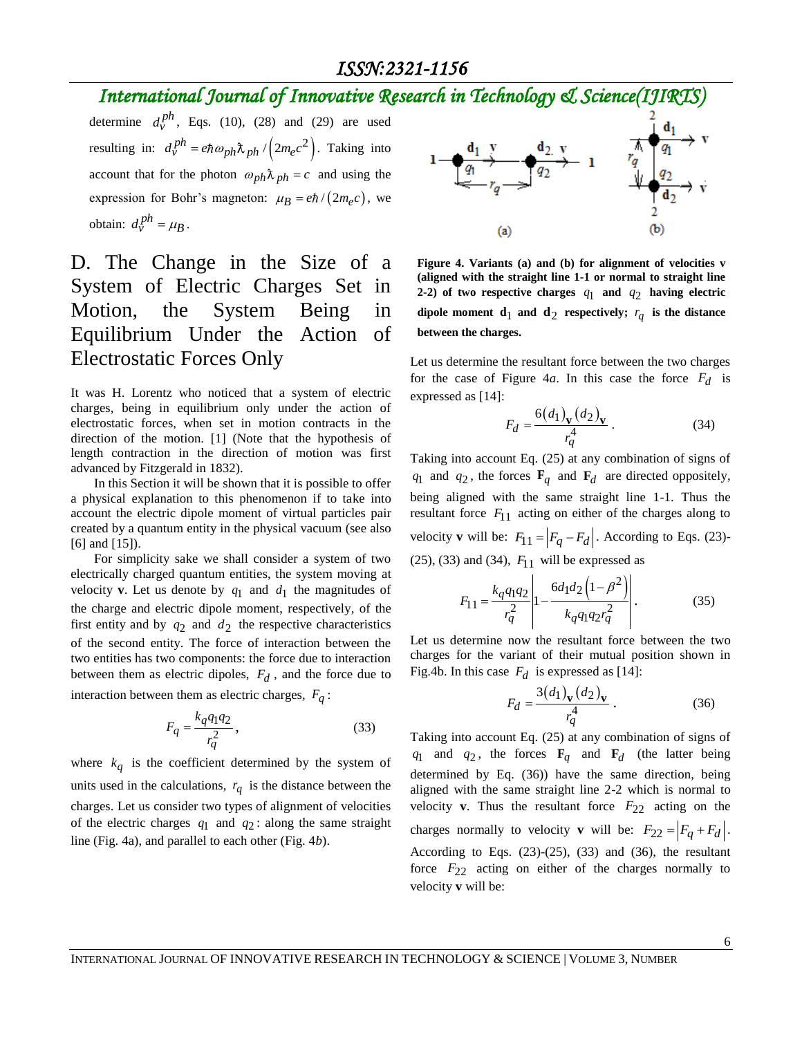determine $d_v^{ph}$, Eqs. (10), (28) and (29) are used resulting in: $d_v^{ph} = e\hbar\omega_{ph}\tilde{\lambda}_{ph} / \left(2m_e c^2\right)$. Taking into account that for the photon $\omega_{ph}\tilde{\lambda}_{ph} = c$ and using the expression for Bohr's magneton: $\mu_B = e\hbar / \left(2m_e c\right)$, we obtain: $d_v^{ph} = \mu_B$.

## D. The Change in the Size of a System of Electric Charges Set in Motion, the System Being in Equilibrium Under the Action of Electrostatic Forces Only

It was H. Lorentz who noticed that a system of electric charges, being in equilibrium only under the action of electrostatic forces, when set in motion contracts in the direction of the motion. [1] (Note that the hypothesis of length contraction in the direction of motion was first advanced by Fitzgerald in 1832).

In this Section it will be shown that it is possible to offer a physical explanation to this phenomenon if to take into account the electric dipole moment of virtual particles pair created by a quantum entity in the physical vacuum (see also [6] and [15]).

For simplicity sake we shall consider a system of two electrically charged quantum entities, the system moving at velocity **v**. Let us denote by $q_1$ and $d_1$ the magnitudes of the charge and electric dipole moment, respectively, of the first entity and by $q_2$ and $d_2$ the respective characteristics of the second entity. The force of interaction between the two entities has two components: the force due to interaction between them as electric dipoles, $F_d$, and the force due to interaction between them as electric charges, $F_q$:

$$F_q = \frac{k_q q_1 q_2}{r_q^2}, \tag{33}$$

where $k_q$ is the coefficient determined by the system of units used in the calculations, $r_q$ is the distance between the charges. Let us consider two types of alignment of velocities of the electric charges $q_1$ and $q_2$: along the same straight line (Fig. 4a), and parallel to each other (Fig. 4*b*).

**Figure 4. Variants (a) and (b) for alignment of velocities v (aligned with the straight line 1-1 or normal to straight line 2-2) of two respective charges $q_1$ and $q_2$ having electric dipole moment $\mathbf{d}_1$ and $\mathbf{d}_2$ respectively; $r_q$ is the distance between the charges.**

Let us determine the resultant force between the two charges for the case of Figure 4*a*. In this case the force $F_d$ is expressed as [14]:

$$F_d = \frac{6(d_1)_{\mathbf{v}}(d_2)_{\mathbf{v}}}{r_q^4}. \tag{34}$$

Taking into account Eq. (25) at any combination of signs of $q_1$ and $q_2$, the forces $\mathbf{F}_q$ and $\mathbf{F}_d$ are directed oppositely, being aligned with the same straight line 1-1. Thus the resultant force $F_{11}$ acting on either of the charges along to velocity **v** will be: $F_{11} = \left|F_q - F_d\right|$. According to Eqs. (23)-(25), (33) and (34), $F_{11}$ will be expressed as

$$F_{11} = \frac{k_q q_1 q_2}{r_q^2}\left|1 - \frac{6 d_1 d_2\left(1-\beta^2\right)}{k_q q_1 q_2 r_q^2}\right|. \tag{35}$$

Let us determine now the resultant force between the two charges for the variant of their mutual position shown in Fig.4b. In this case $F_d$ is expressed as [14]:

$$F_d = \frac{3(d_1)_{\mathbf{v}}(d_2)_{\mathbf{v}}}{r_q^4}. \tag{36}$$

Taking into account Eq. (25) at any combination of signs of $q_1$ and $q_2$, the forces $\mathbf{F}_q$ and $\mathbf{F}_d$ (the latter being determined by Eq. (36)) have the same direction, being aligned with the same straight line 2-2 which is normal to velocity **v**. Thus the resultant force $F_{22}$ acting on the charges normally to velocity **v** will be: $F_{22} = \left|F_q + F_d\right|$. According to Eqs. (23)-(25), (33) and (36), the resultant force $F_{22}$ acting on either of the charges normally to velocity **v** will be: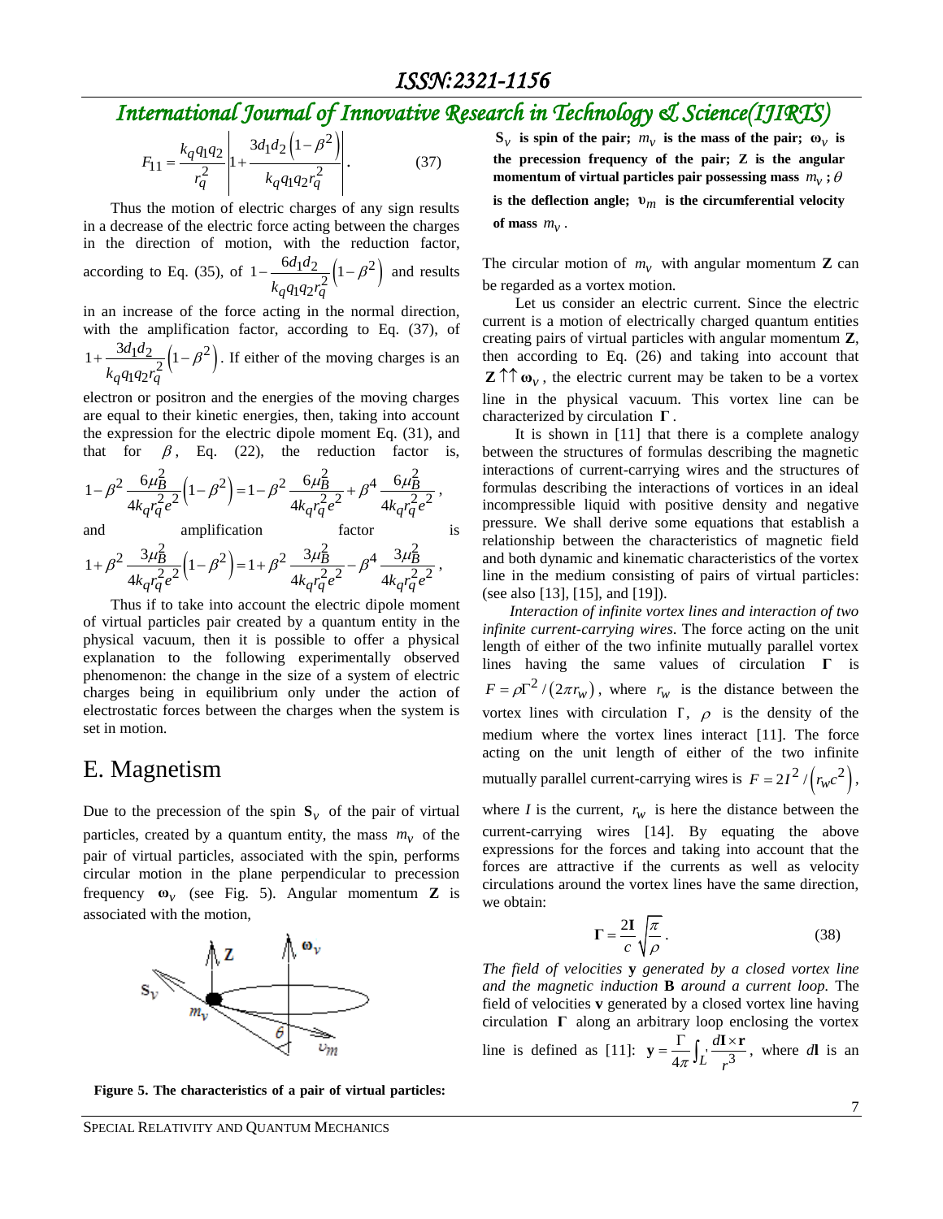$$F_{11} = \frac{k_q q_1 q_2}{r_q^2}\left|1 + \frac{3d_1 d_2\left(1-\beta^2\right)}{k_q q_1 q_2 r_q^2}\right|. \qquad (37)$$

Thus the motion of electric charges of any sign results in a decrease of the electric force acting between the charges in the direction of motion, with the reduction factor, according to Eq. (35), of $1-\frac{6d_1 d_2}{k_q q_1 q_2 r_q^2}\left(1-\beta^2\right)$ and results in an increase of the force acting in the normal direction, with the amplification factor, according to Eq. (37), of $1+\frac{3d_1 d_2}{k_q q_1 q_2 r_q^2}\left(1-\beta^2\right)$. If either of the moving charges is an electron or positron and the energies of the moving charges are equal to their kinetic energies, then, taking into account the expression for the electric dipole moment Eq. (31), and that for $\beta$, Eq. (22), the reduction factor is,

$$1-\beta^2\frac{6\mu_B^2}{4k_q r_q^2 e^2}\left(1-\beta^2\right) = 1-\beta^2\frac{6\mu_B^2}{4k_q r_q^2 e^2}+\beta^4\frac{6\mu_B^2}{4k_q r_q^2 e^2},$$

and amplification factor is

$$1+\beta^2\frac{3\mu_B^2}{4k_q r_q^2 e^2}\left(1-\beta^2\right) = 1+\beta^2\frac{3\mu_B^2}{4k_q r_q^2 e^2}-\beta^4\frac{3\mu_B^2}{4k_q r_q^2 e^2},$$

Thus if to take into account the electric dipole moment of virtual particles pair created by a quantum entity in the physical vacuum, then it is possible to offer a physical explanation to the following experimentally observed phenomenon: the change in the size of a system of electric charges being in equilibrium only under the action of electrostatic forces between the charges when the system is set in motion.

## E. Magnetism

Due to the precession of the spin $\mathbf{S}_v$ of the pair of virtual particles, created by a quantum entity, the mass $m_v$ of the pair of virtual particles, associated with the spin, performs circular motion in the plane perpendicular to precession frequency $\boldsymbol{\omega}_v$ (see Fig. 5). Angular momentum $\mathbf{Z}$ is associated with the motion,

**Figure 5. The characteristics of a pair of virtual particles: $\mathbf{S}_v$ is spin of the pair; $m_v$ is the mass of the pair; $\boldsymbol{\omega}_v$ is the precession frequency of the pair; Z is the angular momentum of virtual particles pair possessing mass $m_v$; $\theta$ is the deflection angle; $\upsilon_m$ is the circumferential velocity of mass $m_v$.**

The circular motion of $m_v$ with angular momentum $\mathbf{Z}$ can be regarded as a vortex motion.

Let us consider an electric current. Since the electric current is a motion of electrically charged quantum entities creating pairs of virtual particles with angular momentum $\mathbf{Z}$, then according to Eq. (26) and taking into account that $\mathbf{Z}\uparrow\uparrow\boldsymbol{\omega}_v$, the electric current may be taken to be a vortex line in the physical vacuum. This vortex line can be characterized by circulation $\boldsymbol{\Gamma}$.

It is shown in [11] that there is a complete analogy between the structures of formulas describing the magnetic interactions of current-carrying wires and the structures of formulas describing the interactions of vortices in an ideal incompressible liquid with positive density and negative pressure. We shall derive some equations that establish a relationship between the characteristics of magnetic field and both dynamic and kinematic characteristics of the vortex line in the medium consisting of pairs of virtual particles: (see also [13], [15], and [19]).

*Interaction of infinite vortex lines and interaction of two infinite current-carrying wires.* The force acting on the unit length of either of the two infinite mutually parallel vortex lines having the same values of circulation $\boldsymbol{\Gamma}$ is $F=\rho\Gamma^2/\left(2\pi r_w\right)$, where $r_w$ is the distance between the vortex lines with circulation $\Gamma$, $\rho$ is the density of the medium where the vortex lines interact [11]. The force acting on the unit length of either of the two infinite mutually parallel current-carrying wires is $F=2I^2/\left(r_w c^2\right)$, where $I$ is the current, $r_w$ is here the distance between the current-carrying wires [14]. By equating the above expressions for the forces and taking into account that the forces are attractive if the currents as well as velocity circulations around the vortex lines have the same direction, we obtain:

$$\boldsymbol{\Gamma} = \frac{2\mathbf{I}}{c}\sqrt{\frac{\pi}{\rho}}. \qquad (38)$$

*The field of velocities* $\mathbf{y}$ *generated by a closed vortex line and the magnetic induction* $\mathbf{B}$ *around a current loop.* The field of velocities $\mathbf{v}$ generated by a closed vortex line having circulation $\boldsymbol{\Gamma}$ along an arbitrary loop enclosing the vortex line is defined as [11]: $\mathbf{y}=\frac{\Gamma}{4\pi}\int_{L'}\frac{d\mathbf{l}\times\mathbf{r}}{r^3}$, where $d\mathbf{l}$ is an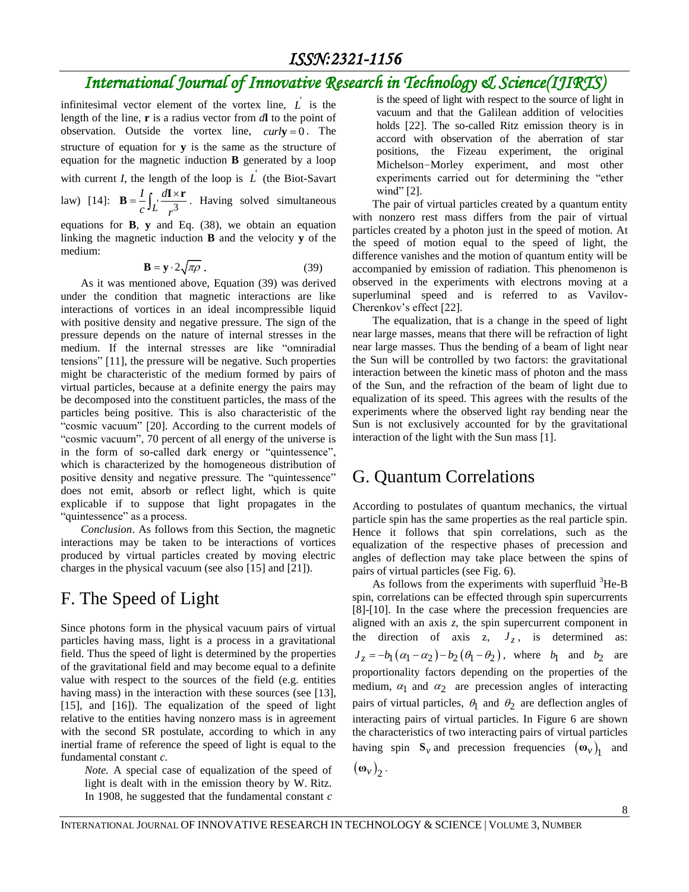infinitesimal vector element of the vortex line, $L^{'}$ is the length of the line, **r** is a radius vector from $d$**l** to the point of observation. Outside the vortex line, $curl\mathbf{y}=0$. The structure of equation for **y** is the same as the structure of equation for the magnetic induction **B** generated by a loop with current *I*, the length of the loop is $L^{'}$ (the Biot-Savart law) [14]: $\mathbf{B}=\frac{I}{c}\int_{L^{'}}\frac{d\mathbf{l}\times\mathbf{r}}{r^3}$. Having solved simultaneous equations for **B**, **y** and Eq. (38), we obtain an equation linking the magnetic induction **B** and the velocity **y** of the medium:

$$\mathbf{B}=\mathbf{y}\cdot 2\sqrt{\pi\rho}\,. \qquad (39)$$

As it was mentioned above, Equation (39) was derived under the condition that magnetic interactions are like interactions of vortices in an ideal incompressible liquid with positive density and negative pressure. The sign of the pressure depends on the nature of internal stresses in the medium. If the internal stresses are like "omniradial tensions" [11], the pressure will be negative. Such properties might be characteristic of the medium formed by pairs of virtual particles, because at a definite energy the pairs may be decomposed into the constituent particles, the mass of the particles being positive. This is also characteristic of the "cosmic vacuum" [20]. According to the current models of "cosmic vacuum", 70 percent of all energy of the universe is in the form of so-called dark energy or "quintessence", which is characterized by the homogeneous distribution of positive density and negative pressure. The "quintessence" does not emit, absorb or reflect light, which is quite explicable if to suppose that light propagates in the "quintessence" as a process.

*Conclusion*. As follows from this Section, the magnetic interactions may be taken to be interactions of vortices produced by virtual particles created by moving electric charges in the physical vacuum (see also [15] and [21]).

## F. The Speed of Light

Since photons form in the physical vacuum pairs of virtual particles having mass, light is a process in a gravitational field. Thus the speed of light is determined by the properties of the gravitational field and may become equal to a definite value with respect to the sources of the field (e.g. entities having mass) in the interaction with these sources (see [13], [15], and [16]). The equalization of the speed of light relative to the entities having nonzero mass is in agreement with the second SR postulate, according to which in any inertial frame of reference the speed of light is equal to the fundamental constant *c*.

> *Note.* A special case of equalization of the speed of light is dealt with in the emission theory by W. Ritz. In 1908, he suggested that the fundamental constant *c* is the speed of light with respect to the source of light in vacuum and that the Galilean addition of velocities holds [22]. The so-called Ritz emission theory is in accord with observation of the aberration of star positions, the Fizeau experiment, the original Michelson−Morley experiment, and most other experiments carried out for determining the "ether wind" [2].

The pair of virtual particles created by a quantum entity with nonzero rest mass differs from the pair of virtual particles created by a photon just in the speed of motion. At the speed of motion equal to the speed of light, the difference vanishes and the motion of quantum entity will be accompanied by emission of radiation. This phenomenon is observed in the experiments with electrons moving at a superluminal speed and is referred to as Vavilov-Cherenkov's effect [22].

The equalization, that is a change in the speed of light near large masses, means that there will be refraction of light near large masses. Thus the bending of a beam of light near the Sun will be controlled by two factors: the gravitational interaction between the kinetic mass of photon and the mass of the Sun, and the refraction of the beam of light due to equalization of its speed. This agrees with the results of the experiments where the observed light ray bending near the Sun is not exclusively accounted for by the gravitational interaction of the light with the Sun mass [1].

## G. Quantum Correlations

According to postulates of quantum mechanics, the virtual particle spin has the same properties as the real particle spin. Hence it follows that spin correlations, such as the equalization of the respective phases of precession and angles of deflection may take place between the spins of pairs of virtual particles (see Fig. 6).

As follows from the experiments with superfluid $^3$He-B spin, correlations can be effected through spin supercurrents [8]-[10]. In the case where the precession frequencies are aligned with an axis *z*, the spin supercurrent component in the direction of axis *z*, $J_z$, is determined as: $J_z=-b_1\left(\alpha_1-\alpha_2\right)-b_2\left(\theta_1-\theta_2\right)$, where $b_1$ and $b_2$ are proportionality factors depending on the properties of the medium, $\alpha_1$ and $\alpha_2$ are precession angles of interacting pairs of virtual particles, $\theta_1$ and $\theta_2$ are deflection angles of interacting pairs of virtual particles. In Figure 6 are shown the characteristics of two interacting pairs of virtual particles having spin $\mathbf{S}_v$ and precession frequencies $\left(\boldsymbol{\omega}_v\right)_1$ and $\left(\boldsymbol{\omega}_v\right)_2$.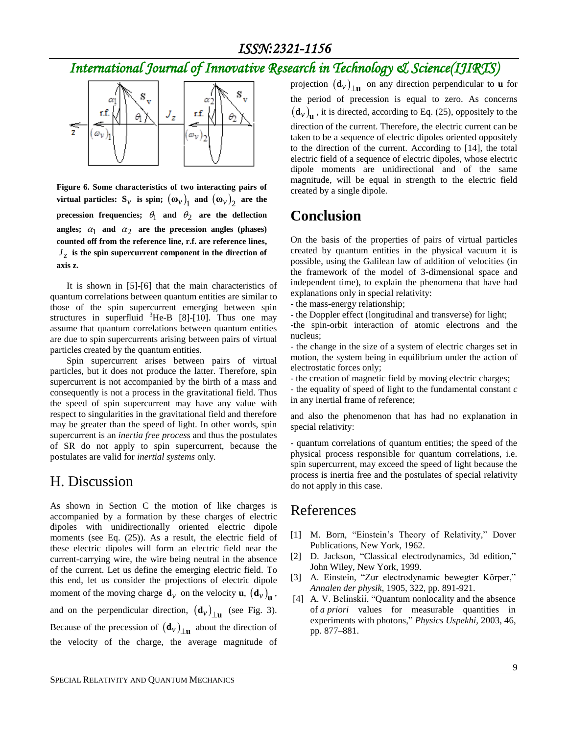**Figure 6. Some characteristics of two interacting pairs of virtual particles: $\mathbf{S}_v$ is spin; $(\boldsymbol{\omega}_v)_1$ and $(\boldsymbol{\omega}_v)_2$ are the precession frequencies; $\theta_1$ and $\theta_2$ are the deflection angles; $\alpha_1$ and $\alpha_2$ are the precession angles (phases) counted off from the reference line, r.f. are reference lines, $J_z$ is the spin supercurrent component in the direction of axis z.**

It is shown in [5]-[6] that the main characteristics of quantum correlations between quantum entities are similar to those of the spin supercurrent emerging between spin structures in superfluid $^3$He-B [8]-[10]. Thus one may assume that quantum correlations between quantum entities are due to spin supercurrents arising between pairs of virtual particles created by the quantum entities.

Spin supercurrent arises between pairs of virtual particles, but it does not produce the latter. Therefore, spin supercurrent is not accompanied by the birth of a mass and consequently is not a process in the gravitational field. Thus the speed of spin supercurrent may have any value with respect to singularities in the gravitational field and therefore may be greater than the speed of light. In other words, spin supercurrent is an *inertia free process* and thus the postulates of SR do not apply to spin supercurrent, because the postulates are valid for *inertial systems* only.

## H. Discussion

As shown in Section C the motion of like charges is accompanied by a formation by these charges of electric dipoles with unidirectionally oriented electric dipole moments (see Eq. (25)). As a result, the electric field of these electric dipoles will form an electric field near the current-carrying wire, the wire being neutral in the absence of the current. Let us define the emerging electric field. To this end, let us consider the projections of electric dipole moment of the moving charge $\mathbf{d}_v$ on the velocity $\mathbf{u}$, $(\mathbf{d}_v)_{\mathbf{u}}$, and on the perpendicular direction, $(\mathbf{d}_v)_{\perp\mathbf{u}}$ (see Fig. 3). Because of the precession of $(\mathbf{d}_v)_{\perp\mathbf{u}}$ about the direction of the velocity of the charge, the average magnitude of projection $(\mathbf{d}_v)_{\perp\mathbf{u}}$ on any direction perpendicular to $\mathbf{u}$ for the period of precession is equal to zero. As concerns $(\mathbf{d}_v)_{\mathbf{u}}$, it is directed, according to Eq. (25), oppositely to the direction of the current. Therefore, the electric current can be taken to be a sequence of electric dipoles oriented oppositely to the direction of the current. According to [14], the total electric field of a sequence of electric dipoles, whose electric dipole moments are unidirectional and of the same magnitude, will be equal in strength to the electric field created by a single dipole.

# Conclusion

On the basis of the properties of pairs of virtual particles created by quantum entities in the physical vacuum it is possible, using the Galilean law of addition of velocities (in the framework of the model of 3-dimensional space and independent time), to explain the phenomena that have had explanations only in special relativity:

- the mass-energy relationship;
- the Doppler effect (longitudinal and transverse) for light;
- the spin-orbit interaction of atomic electrons and the nucleus;
- the change in the size of a system of electric charges set in motion, the system being in equilibrium under the action of electrostatic forces only;
- the creation of magnetic field by moving electric charges;
- the equality of speed of light to the fundamental constant *c* in any inertial frame of reference;

and also the phenomenon that has had no explanation in special relativity:

- quantum correlations of quantum entities; the speed of the physical process responsible for quantum correlations, i.e. spin supercurrent, may exceed the speed of light because the process is inertia free and the postulates of special relativity do not apply in this case.

## References

[1] M. Born, "Einstein's Theory of Relativity," Dover Publications, New York, 1962.

[2] D. Jackson, "Classical electrodynamics, 3d edition," John Wiley, New York, 1999.

[3] A. Einstein, "Zur electrodynamic bewegter Körper," *Annalen der physik*, 1905, 322, pp. 891-921.

[4] A. V. Belinskii, "Quantum nonlocality and the absence of *a priori* values for measurable quantities in experiments with photons," *Physics Uspekhi*, 2003, 46, pp. 877–881.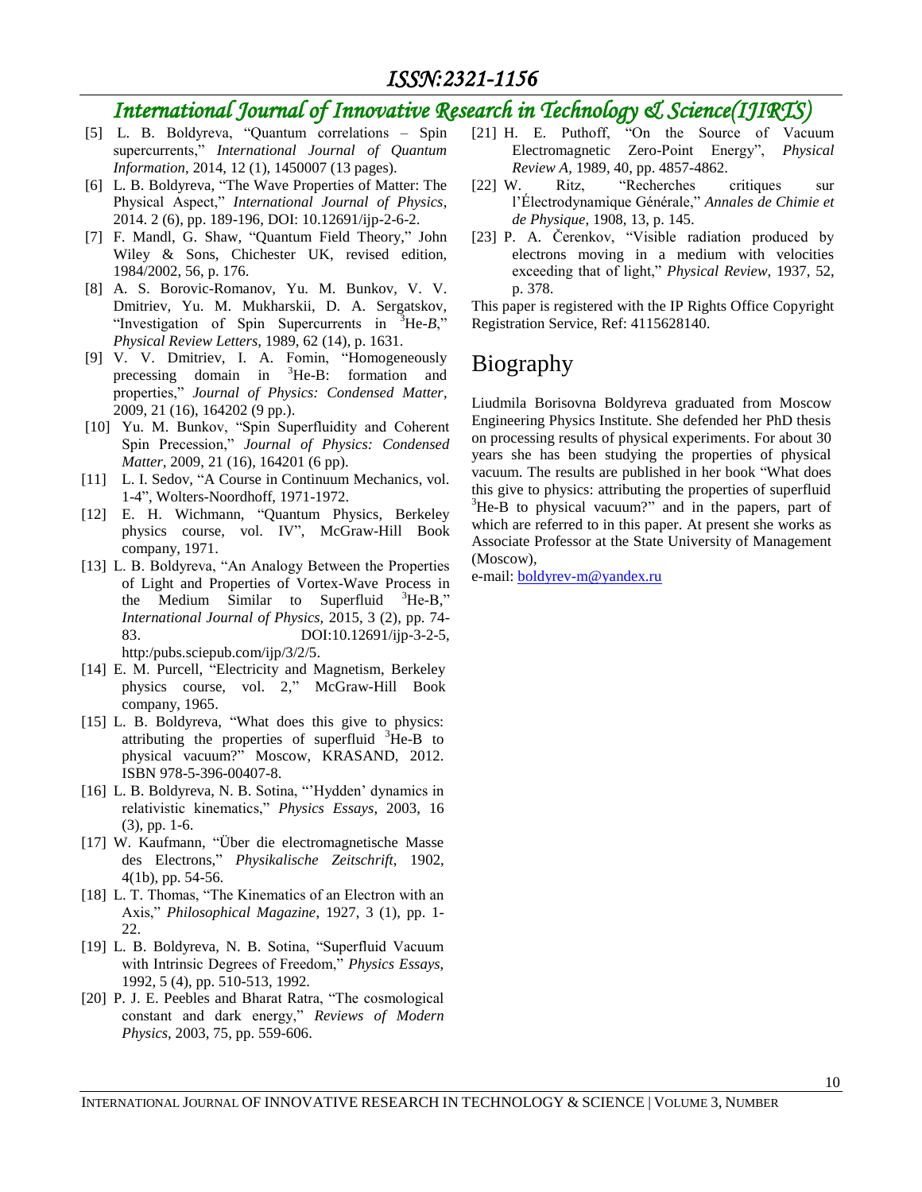[5] L. B. Boldyreva, "Quantum correlations – Spin supercurrents," *International Journal of Quantum Information*, 2014, 12 (1), 1450007 (13 pages).

[6] L. B. Boldyreva, "The Wave Properties of Matter: The Physical Aspect," *International Journal of Physics*, 2014. 2 (6), pp. 189-196, DOI: 10.12691/ijp-2-6-2.

[7] F. Mandl, G. Shaw, "Quantum Field Theory," John Wiley & Sons, Chichester UK, revised edition, 1984/2002, 56, p. 176.

[8] A. S. Borovic-Romanov, Yu. M. Bunkov, V. V. Dmitriev, Yu. M. Mukharskii, D. A. Sergatskov, "Investigation of Spin Supercurrents in $^{3}$He-*B*," *Physical Review Letters*, 1989, 62 (14), p. 1631.

[9] V. V. Dmitriev, I. A. Fomin, "Homogeneously precessing domain in $^{3}$He-B: formation and properties," *Journal of Physics: Condensed Matter*, 2009, 21 (16), 164202 (9 pp.).

[10] Yu. M. Bunkov, "Spin Superfluidity and Coherent Spin Precession," *Journal of Physics: Condensed Matter*, 2009, 21 (16), 164201 (6 pp).

[11] L. I. Sedov, "A Course in Continuum Mechanics, vol. 1-4", Wolters-Noordhoff, 1971-1972.

[12] E. H. Wichmann, "Quantum Physics, Berkeley physics course, vol. IV", McGraw-Hill Book company, 1971.

[13] L. B. Boldyreva, "An Analogy Between the Properties of Light and Properties of Vortex-Wave Process in the Medium Similar to Superfluid $^{3}$He-B," *International Journal of Physics*, 2015, 3 (2), pp. 74-83. DOI:10.12691/ijp-3-2-5, http:/pubs.sciepub.com/ijp/3/2/5.

[14] E. M. Purcell, "Electricity and Magnetism, Berkeley physics course, vol. 2," McGraw-Hill Book company, 1965.

[15] L. B. Boldyreva, "What does this give to physics: attributing the properties of superfluid $^{3}$He-B to physical vacuum?" Moscow, KRASAND, 2012. ISBN 978-5-396-00407-8.

[16] L. B. Boldyreva, N. B. Sotina, "'Hydden' dynamics in relativistic kinematics," *Physics Essays*, 2003, 16 (3), pp. 1-6.

[17] W. Kaufmann, "Über die electromagnetische Masse des Electrons," *Physikalische Zeitschrift*, 1902, 4(1b), pp. 54-56.

[18] L. T. Thomas, "The Kinematics of an Electron with an Axis," *Philosophical Magazine*, 1927, 3 (1), pp. 1-22.

[19] L. B. Boldyreva, N. B. Sotina, "Superfluid Vacuum with Intrinsic Degrees of Freedom," *Physics Essays*, 1992, 5 (4), pp. 510-513, 1992.

[20] P. J. E. Peebles and Bharat Ratra, "The cosmological constant and dark energy," *Reviews of Modern Physics*, 2003, 75, pp. 559-606.

[21] H. E. Puthoff, "On the Source of Vacuum Electromagnetic Zero-Point Energy", *Physical Review A*, 1989, 40, pp. 4857-4862.

[22] W. Ritz, "Recherches critiques sur l'Électrodynamique Générale," *Annales de Chimie et de Physique*, 1908, 13, p. 145.

[23] P. A. Čerenkov, "Visible radiation produced by electrons moving in a medium with velocities exceeding that of light," *Physical Review*, 1937, 52, p. 378.

This paper is registered with the IP Rights Office Copyright Registration Service, Ref: 4115628140.

# Biography

Liudmila Borisovna Boldyreva graduated from Moscow Engineering Physics Institute. She defended her PhD thesis on processing results of physical experiments. For about 30 years she has been studying the properties of physical vacuum. The results are published in her book "What does this give to physics: attributing the properties of superfluid $^{3}$He-B to physical vacuum?" and in the papers, part of which are referred to in this paper. At present she works as Associate Professor at the State University of Management (Moscow),

e-mail: boldyrev-m@yandex.ru